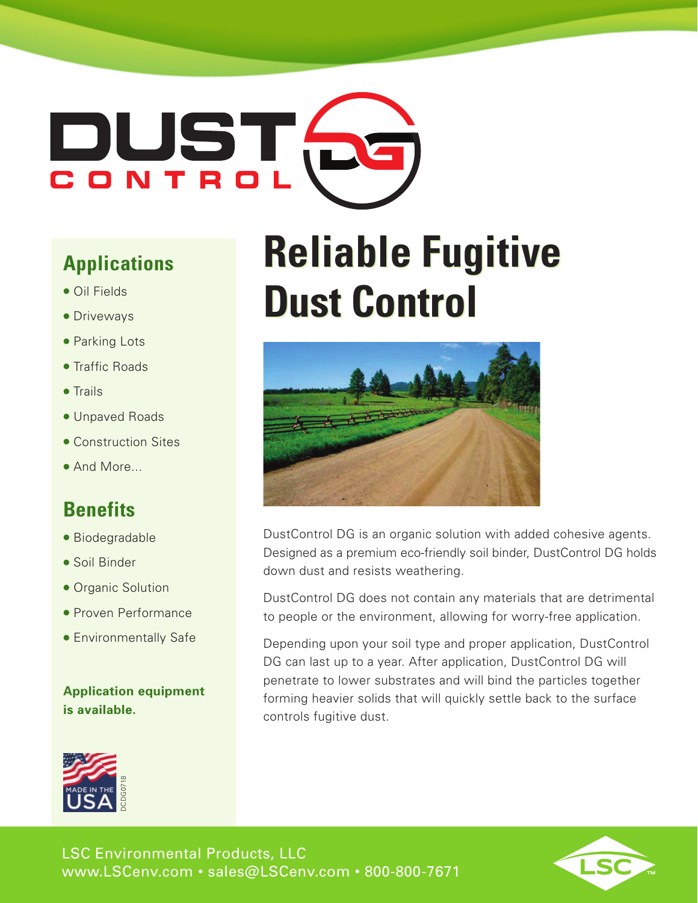# DUST CONTROL DG

# Reliable Fugitive Dust Control

## Applications

- Oil Fields
- Driveways
- Parking Lots
- Traffic Roads
- Trails
- Unpaved Roads
- Construction Sites
- And More...

## Benefits

- Biodegradable
- Soil Binder
- Organic Solution
- Proven Performance
- Environmentally Safe

**Application equipment is available.**

MADE IN THE USA

DCDG0718

DustControl DG is an organic solution with added cohesive agents. Designed as a premium eco-friendly soil binder, DustControl DG holds down dust and resists weathering.

DustControl DG does not contain any materials that are detrimental to people or the environment, allowing for worry-free application.

Depending upon your soil type and proper application, DustControl DG can last up to a year. After application, DustControl DG will penetrate to lower substrates and will bind the particles together forming heavier solids that will quickly settle back to the surface controls fugitive dust.

LSC Environmental Products, LLC
www.LSCenv.com • sales@LSCenv.com • 800-800-7671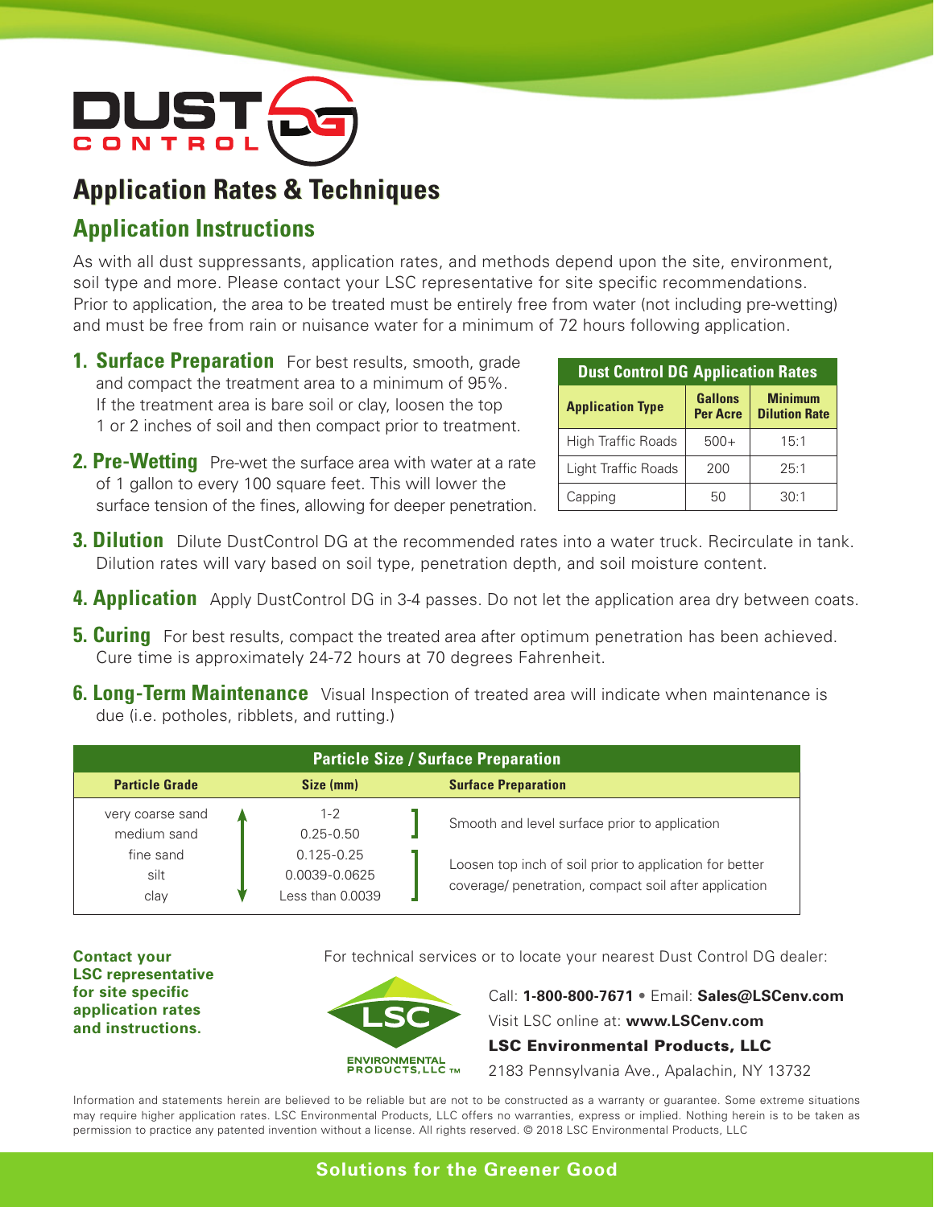# Application Rates & Techniques

## Application Instructions

As with all dust suppressants, application rates, and methods depend upon the site, environment, soil type and more. Please contact your LSC representative for site specific recommendations. Prior to application, the area to be treated must be entirely free from water (not including pre-wetting) and must be free from rain or nuisance water for a minimum of 72 hours following application.

**1. Surface Preparation** For best results, smooth, grade and compact the treatment area to a minimum of 95%. If the treatment area is bare soil or clay, loosen the top 1 or 2 inches of soil and then compact prior to treatment.

**2. Pre-Wetting** Pre-wet the surface area with water at a rate of 1 gallon to every 100 square feet. This will lower the surface tension of the fines, allowing for deeper penetration.

| Dust Control DG Application Rates | | |
|---|---|---|
| **Application Type** | **Gallons Per Acre** | **Minimum Dilution Rate** |
| High Traffic Roads | 500+ | 15:1 |
| Light Traffic Roads | 200 | 25:1 |
| Capping | 50 | 30:1 |

**3. Dilution** Dilute DustControl DG at the recommended rates into a water truck. Recirculate in tank. Dilution rates will vary based on soil type, penetration depth, and soil moisture content.

**4. Application** Apply DustControl DG in 3-4 passes. Do not let the application area dry between coats.

**5. Curing** For best results, compact the treated area after optimum penetration has been achieved. Cure time is approximately 24-72 hours at 70 degrees Fahrenheit.

**6. Long-Term Maintenance** Visual Inspection of treated area will indicate when maintenance is due (i.e. potholes, ribblets, and rutting.)

| Particle Size / Surface Preparation | | |
|---|---|---|
| **Particle Grade** | **Size (mm)** | **Surface Preparation** |
| very coarse sand | 1-2 | Smooth and level surface prior to application |
| medium sand | 0.25-0.50 | Smooth and level surface prior to application |
| fine sand | 0.125-0.25 | Loosen top inch of soil prior to application for better coverage/ penetration, compact soil after application |
| silt | 0.0039-0.0625 | Loosen top inch of soil prior to application for better coverage/ penetration, compact soil after application |
| clay | Less than 0.0039 | Loosen top inch of soil prior to application for better coverage/ penetration, compact soil after application |

**Contact your LSC representative for site specific application rates and instructions.**

For technical services or to locate your nearest Dust Control DG dealer:

LSC ENVIRONMENTAL PRODUCTS, LLC ™

Call: **1-800-800-7671** • Email: **Sales@LSCenv.com**
Visit LSC online at: **www.LSCenv.com**
**LSC Environmental Products, LLC**
2183 Pennsylvania Ave., Apalachin, NY 13732

Information and statements herein are believed to be reliable but are not to be constructed as a warranty or guarantee. Some extreme situations may require higher application rates. LSC Environmental Products, LLC offers no warranties, express or implied. Nothing herein is to be taken as permission to practice any patented invention without a license. All rights reserved. © 2018 LSC Environmental Products, LLC

**Solutions for the Greener Good**